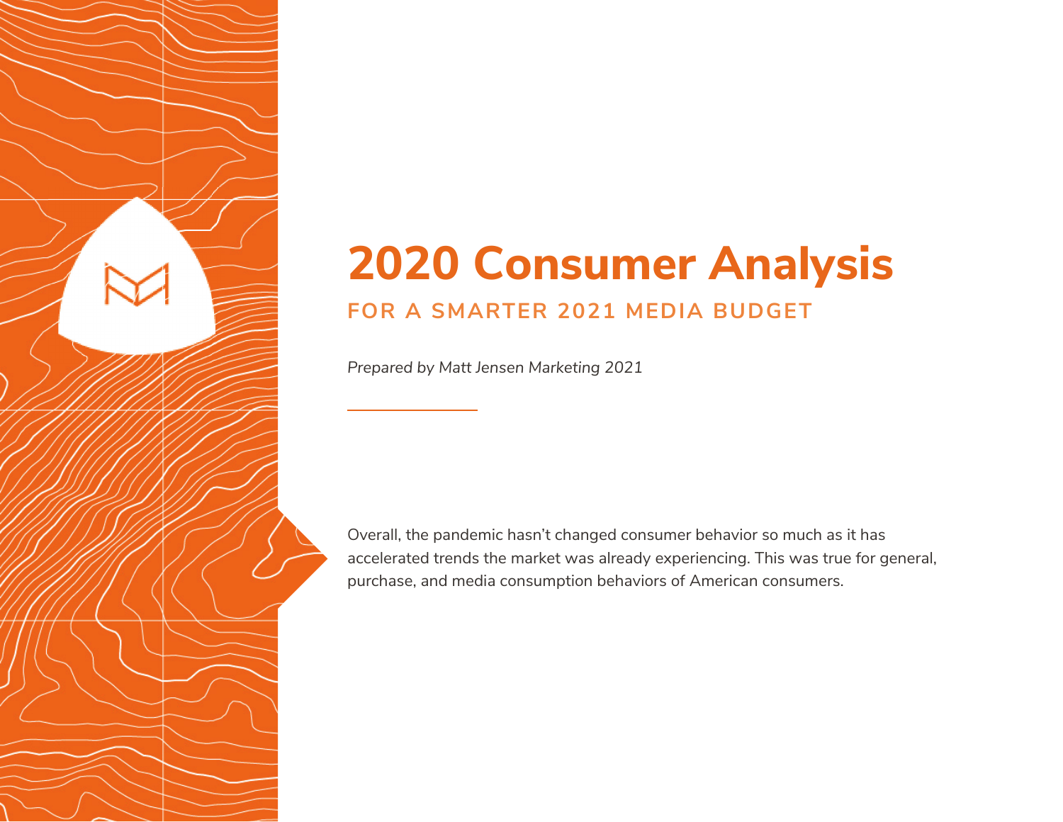# 2020 Consumer Analysis

## FOR A SMARTER 2021 MEDIA BUDGET

*Prepared by Matt Jensen Marketing 2021*

Overall, the pandemic hasn't changed consumer behavior so much as it has accelerated trends the market was already experiencing. This was true for general, purchase, and media consumption behaviors of American consumers.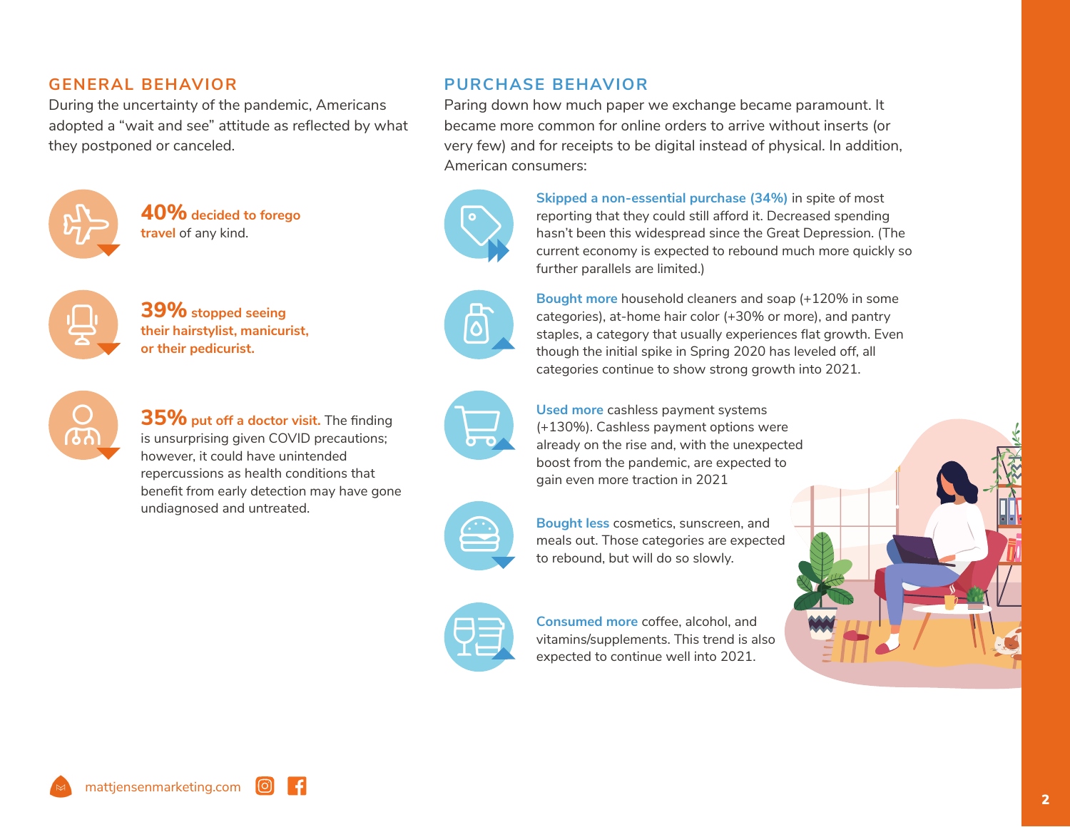## GENERAL BEHAVIOR

During the uncertainty of the pandemic, Americans adopted a "wait and see" attitude as reflected by what they postponed or canceled.

**40% decided to forego travel** of any kind.

**39% stopped seeing their hairstylist, manicurist, or their pedicurist.**

**35% put off a doctor visit.** The finding is unsurprising given COVID precautions; however, it could have unintended repercussions as health conditions that benefit from early detection may have gone undiagnosed and untreated.

## PURCHASE BEHAVIOR

Paring down how much paper we exchange became paramount. It became more common for online orders to arrive without inserts (or very few) and for receipts to be digital instead of physical. In addition, American consumers:

**Skipped a non-essential purchase (34%)** in spite of most reporting that they could still afford it. Decreased spending hasn't been this widespread since the Great Depression. (The current economy is expected to rebound much more quickly so further parallels are limited.)

**Bought more** household cleaners and soap (+120% in some categories), at-home hair color (+30% or more), and pantry staples, a category that usually experiences flat growth. Even though the initial spike in Spring 2020 has leveled off, all categories continue to show strong growth into 2021.

**Used more** cashless payment systems (+130%). Cashless payment options were already on the rise and, with the unexpected boost from the pandemic, are expected to gain even more traction in 2021

**Bought less** cosmetics, sunscreen, and meals out. Those categories are expected to rebound, but will do so slowly.

**Consumed more** coffee, alcohol, and vitamins/supplements. This trend is also expected to continue well into 2021.

mattjensenmarketing.com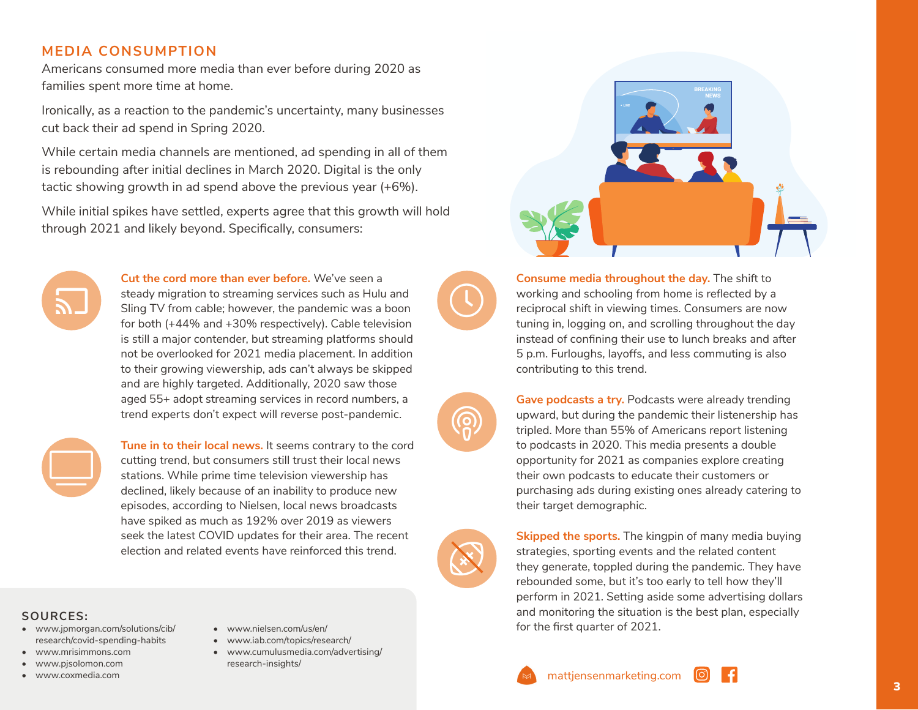## MEDIA CONSUMPTION

Americans consumed more media than ever before during 2020 as families spent more time at home.

Ironically, as a reaction to the pandemic's uncertainty, many businesses cut back their ad spend in Spring 2020.

While certain media channels are mentioned, ad spending in all of them is rebounding after initial declines in March 2020. Digital is the only tactic showing growth in ad spend above the previous year (+6%).

While initial spikes have settled, experts agree that this growth will hold through 2021 and likely beyond. Specifically, consumers:

**Cut the cord more than ever before.** We've seen a steady migration to streaming services such as Hulu and Sling TV from cable; however, the pandemic was a boon for both (+44% and +30% respectively). Cable television is still a major contender, but streaming platforms should not be overlooked for 2021 media placement. In addition to their growing viewership, ads can't always be skipped and are highly targeted. Additionally, 2020 saw those aged 55+ adopt streaming services in record numbers, a trend experts don't expect will reverse post-pandemic.

**Tune in to their local news.** It seems contrary to the cord cutting trend, but consumers still trust their local news stations. While prime time television viewership has declined, likely because of an inability to produce new episodes, according to Nielsen, local news broadcasts have spiked as much as 192% over 2019 as viewers seek the latest COVID updates for their area. The recent election and related events have reinforced this trend.

**Consume media throughout the day.** The shift to working and schooling from home is reflected by a reciprocal shift in viewing times. Consumers are now tuning in, logging on, and scrolling throughout the day instead of confining their use to lunch breaks and after 5 p.m. Furloughs, layoffs, and less commuting is also contributing to this trend.

**Gave podcasts a try.** Podcasts were already trending upward, but during the pandemic their listenership has tripled. More than 55% of Americans report listening to podcasts in 2020. This media presents a double opportunity for 2021 as companies explore creating their own podcasts to educate their customers or purchasing ads during existing ones already catering to their target demographic.

**Skipped the sports.** The kingpin of many media buying strategies, sporting events and the related content they generate, toppled during the pandemic. They have rebounded some, but it's too early to tell how they'll perform in 2021. Setting aside some advertising dollars and monitoring the situation is the best plan, especially for the first quarter of 2021.

### SOURCES:

- www.jpmorgan.com/solutions/cib/research/covid-spending-habits
- www.mrisimmons.com
- www.pjsolomon.com
- www.coxmedia.com
- www.nielsen.com/us/en/
- www.iab.com/topics/research/
- www.cumulusmedia.com/advertising/research-insights/

mattjensenmarketing.com